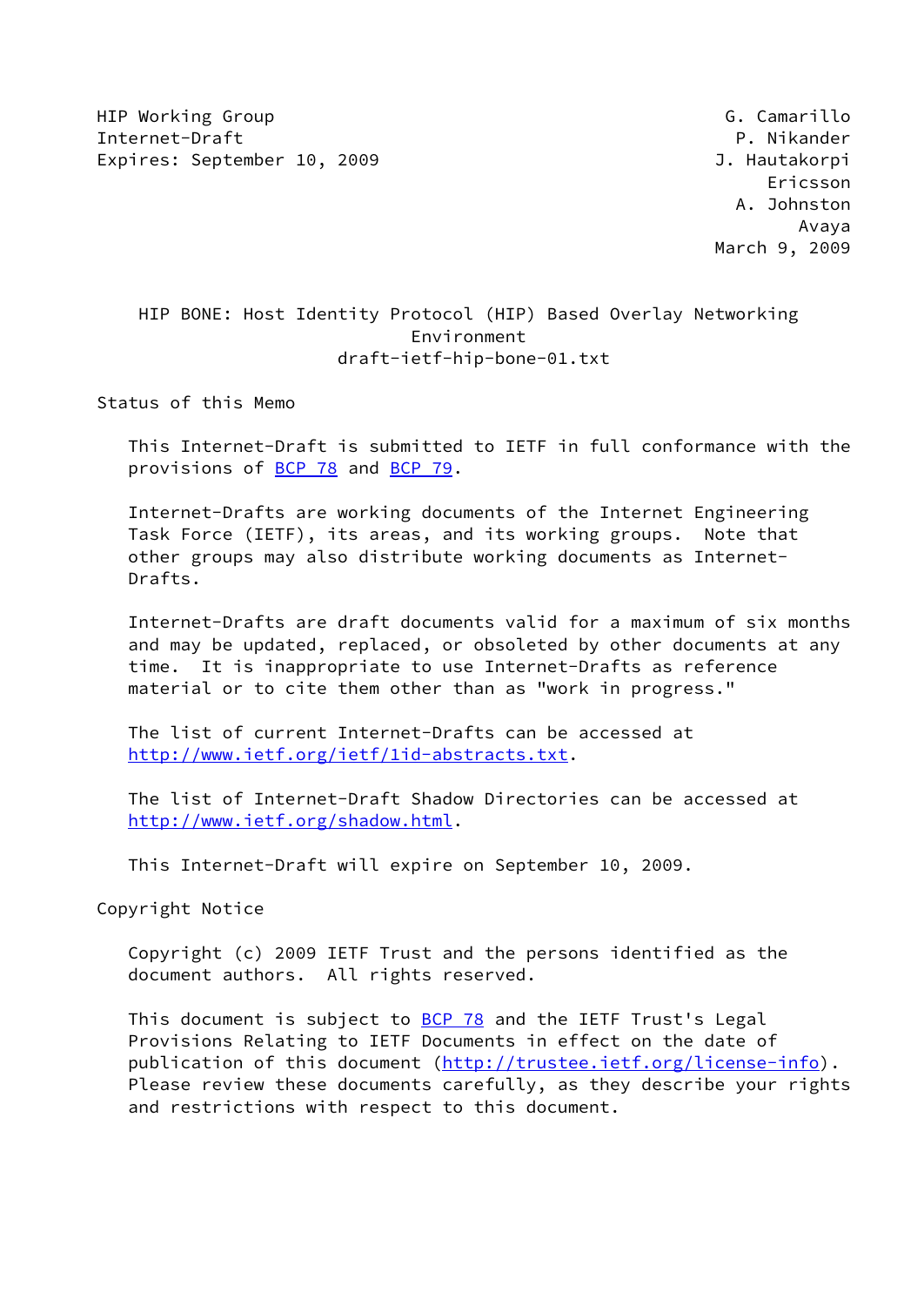HIP Working Group                                            G. Camarillo
Internet-Draft                                                P. Nikander
Expires: September 10, 2009                                J. Hautakorpi
                                                                 Ericsson
                                                              A. Johnston
                                                                    Avaya
                                                            March 9, 2009

# HIP BONE: Host Identity Protocol (HIP) Based Overlay Networking Environment

draft-ietf-hip-bone-01.txt

## Status of this Memo

This Internet-Draft is submitted to IETF in full conformance with the provisions of BCP 78 and BCP 79.

Internet-Drafts are working documents of the Internet Engineering Task Force (IETF), its areas, and its working groups. Note that other groups may also distribute working documents as Internet-Drafts.

Internet-Drafts are draft documents valid for a maximum of six months and may be updated, replaced, or obsoleted by other documents at any time. It is inappropriate to use Internet-Drafts as reference material or to cite them other than as "work in progress."

The list of current Internet-Drafts can be accessed at http://www.ietf.org/ietf/1id-abstracts.txt.

The list of Internet-Draft Shadow Directories can be accessed at http://www.ietf.org/shadow.html.

This Internet-Draft will expire on September 10, 2009.

## Copyright Notice

Copyright (c) 2009 IETF Trust and the persons identified as the document authors. All rights reserved.

This document is subject to BCP 78 and the IETF Trust's Legal Provisions Relating to IETF Documents in effect on the date of publication of this document (http://trustee.ietf.org/license-info). Please review these documents carefully, as they describe your rights and restrictions with respect to this document.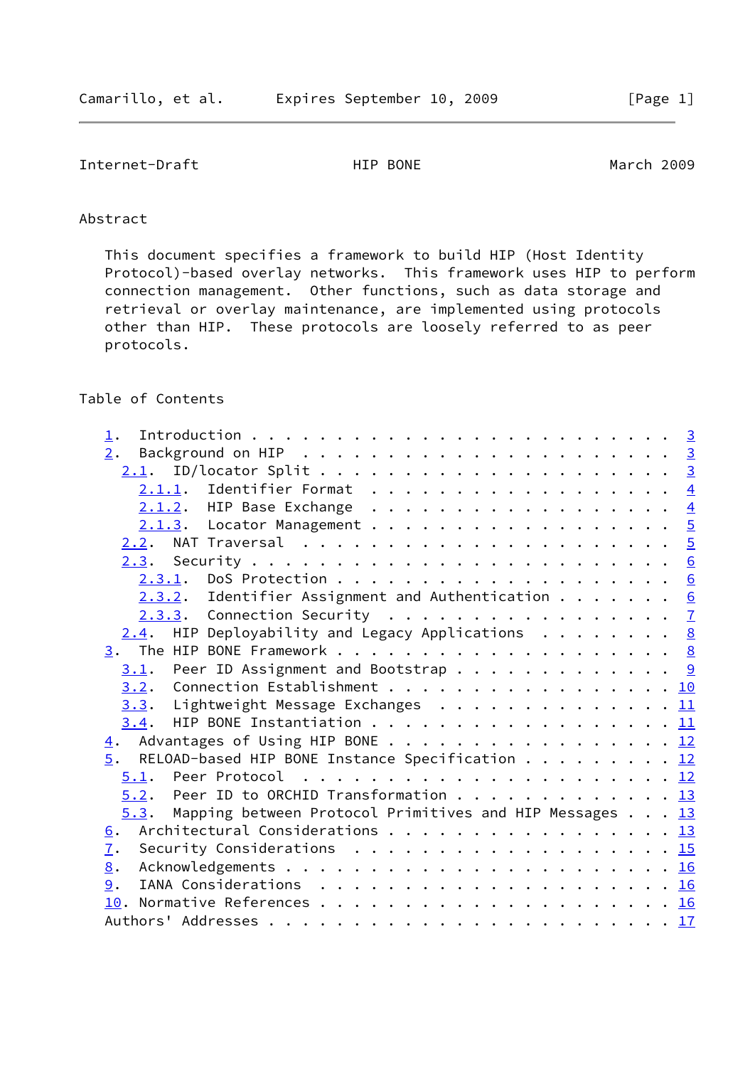## Abstract

This document specifies a framework to build HIP (Host Identity Protocol)-based overlay networks. This framework uses HIP to perform connection management. Other functions, such as data storage and retrieval or overlay maintenance, are implemented using protocols other than HIP. These protocols are loosely referred to as peer protocols.

## Table of Contents

```
   1.  Introduction . . . . . . . . . . . . . . . . . . . . . . . .  3
   2.  Background on HIP  . . . . . . . . . . . . . . . . . . . . .  3
     2.1.  ID/locator Split . . . . . . . . . . . . . . . . . . . .  3
       2.1.1.  Identifier Format  . . . . . . . . . . . . . . . . .  4
       2.1.2.  HIP Base Exchange  . . . . . . . . . . . . . . . . .  4
       2.1.3.  Locator Management . . . . . . . . . . . . . . . . .  5
     2.2.  NAT Traversal  . . . . . . . . . . . . . . . . . . . . .  5
     2.3.  Security . . . . . . . . . . . . . . . . . . . . . . . .  6
       2.3.1.  DoS Protection . . . . . . . . . . . . . . . . . . .  6
       2.3.2.  Identifier Assignment and Authentication . . . . . .  6
       2.3.3.  Connection Security  . . . . . . . . . . . . . . . .  7
     2.4.  HIP Deployability and Legacy Applications  . . . . . . .  8
   3.  The HIP BONE Framework . . . . . . . . . . . . . . . . . . .  8
     3.1.  Peer ID Assignment and Bootstrap . . . . . . . . . . . .  9
     3.2.  Connection Establishment . . . . . . . . . . . . . . . . 10
     3.3.  Lightweight Message Exchanges  . . . . . . . . . . . . . 11
     3.4.  HIP BONE Instantiation . . . . . . . . . . . . . . . . . 11
   4.  Advantages of Using HIP BONE . . . . . . . . . . . . . . . . 12
   5.  RELOAD-based HIP BONE Instance Specification . . . . . . . . 12
     5.1.  Peer Protocol  . . . . . . . . . . . . . . . . . . . . . 12
     5.2.  Peer ID to ORCHID Transformation . . . . . . . . . . . . 13
     5.3.  Mapping between Protocol Primitives and HIP Messages . . 13
   6.  Architectural Considerations . . . . . . . . . . . . . . . . 13
   7.  Security Considerations  . . . . . . . . . . . . . . . . . . 15
   8.  Acknowledgements . . . . . . . . . . . . . . . . . . . . . . 16
   9.  IANA Considerations  . . . . . . . . . . . . . . . . . . . . 16
   10. Normative References . . . . . . . . . . . . . . . . . . . . 16
   Authors' Addresses . . . . . . . . . . . . . . . . . . . . . . . 17
```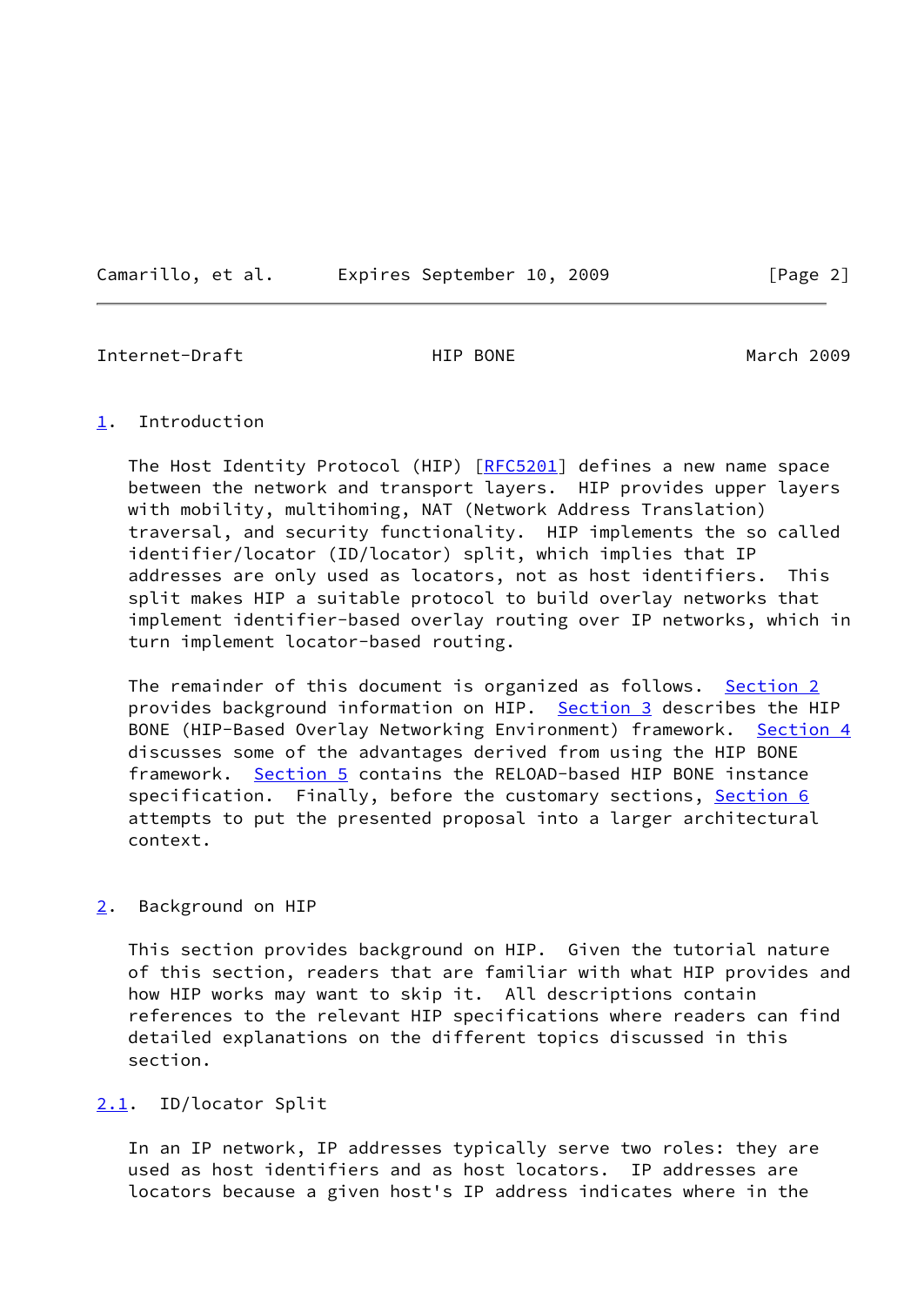## 1. Introduction

The Host Identity Protocol (HIP) [RFC5201] defines a new name space between the network and transport layers. HIP provides upper layers with mobility, multihoming, NAT (Network Address Translation) traversal, and security functionality. HIP implements the so called identifier/locator (ID/locator) split, which implies that IP addresses are only used as locators, not as host identifiers. This split makes HIP a suitable protocol to build overlay networks that implement identifier-based overlay routing over IP networks, which in turn implement locator-based routing.

The remainder of this document is organized as follows. Section 2 provides background information on HIP. Section 3 describes the HIP BONE (HIP-Based Overlay Networking Environment) framework. Section 4 discusses some of the advantages derived from using the HIP BONE framework. Section 5 contains the RELOAD-based HIP BONE instance specification. Finally, before the customary sections, Section 6 attempts to put the presented proposal into a larger architectural context.

## 2. Background on HIP

This section provides background on HIP. Given the tutorial nature of this section, readers that are familiar with what HIP provides and how HIP works may want to skip it. All descriptions contain references to the relevant HIP specifications where readers can find detailed explanations on the different topics discussed in this section.

### 2.1. ID/locator Split

In an IP network, IP addresses typically serve two roles: they are used as host identifiers and as host locators. IP addresses are locators because a given host's IP address indicates where in the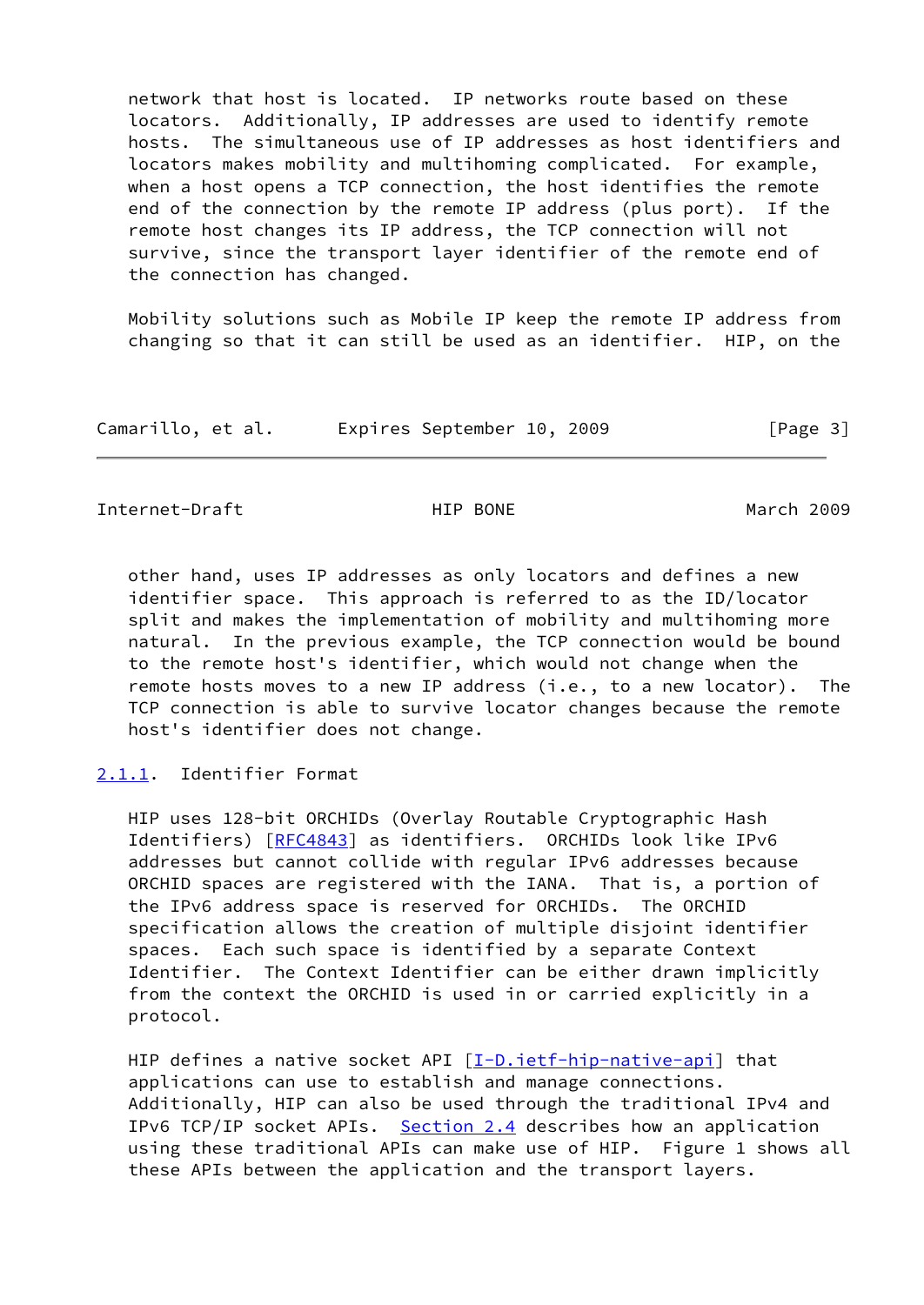network that host is located. IP networks route based on these locators. Additionally, IP addresses are used to identify remote hosts. The simultaneous use of IP addresses as host identifiers and locators makes mobility and multihoming complicated. For example, when a host opens a TCP connection, the host identifies the remote end of the connection by the remote IP address (plus port). If the remote host changes its IP address, the TCP connection will not survive, since the transport layer identifier of the remote end of the connection has changed.

Mobility solutions such as Mobile IP keep the remote IP address from changing so that it can still be used as an identifier. HIP, on the other hand, uses IP addresses as only locators and defines a new identifier space. This approach is referred to as the ID/locator split and makes the implementation of mobility and multihoming more natural. In the previous example, the TCP connection would be bound to the remote host's identifier, which would not change when the remote hosts moves to a new IP address (i.e., to a new locator). The TCP connection is able to survive locator changes because the remote host's identifier does not change.

### 2.1.1. Identifier Format

HIP uses 128-bit ORCHIDs (Overlay Routable Cryptographic Hash Identifiers) [RFC4843] as identifiers. ORCHIDs look like IPv6 addresses but cannot collide with regular IPv6 addresses because ORCHID spaces are registered with the IANA. That is, a portion of the IPv6 address space is reserved for ORCHIDs. The ORCHID specification allows the creation of multiple disjoint identifier spaces. Each such space is identified by a separate Context Identifier. The Context Identifier can be either drawn implicitly from the context the ORCHID is used in or carried explicitly in a protocol.

HIP defines a native socket API [I-D.ietf-hip-native-api] that applications can use to establish and manage connections. Additionally, HIP can also be used through the traditional IPv4 and IPv6 TCP/IP socket APIs. Section 2.4 describes how an application using these traditional APIs can make use of HIP. Figure 1 shows all these APIs between the application and the transport layers.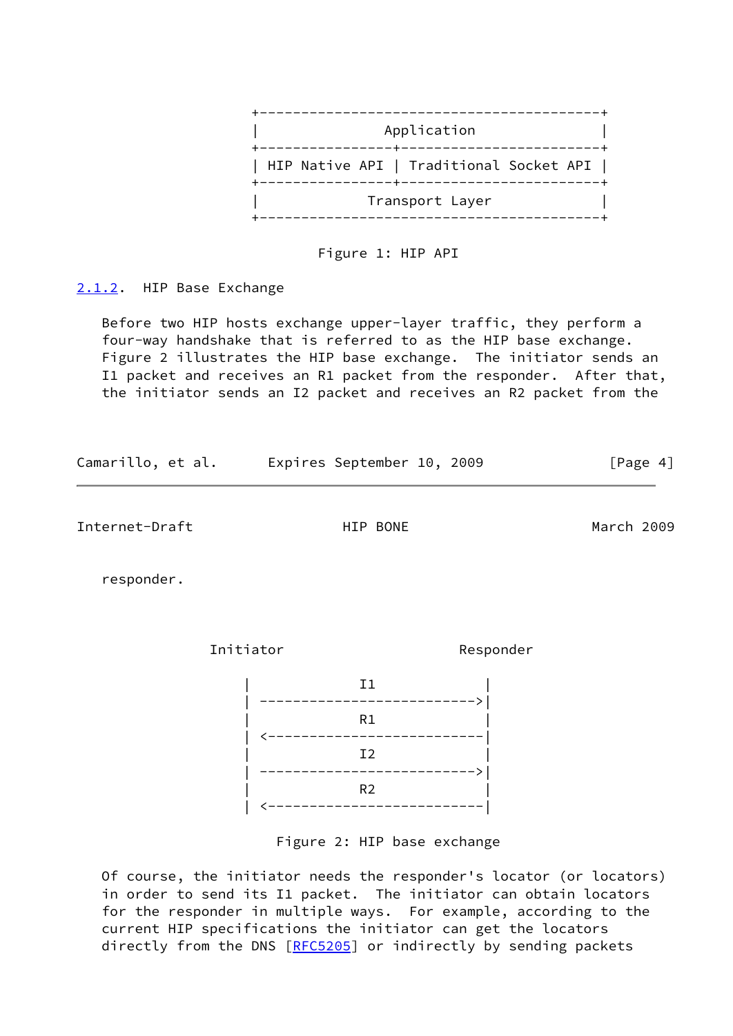```
+-----------------------------------------+
|               Application               |
+----------------+------------------------+
| HIP Native API | Traditional Socket API |
+----------------+------------------------+
|             Transport Layer             |
+-----------------------------------------+
```

Figure 1: HIP API

### 2.1.2. HIP Base Exchange

Before two HIP hosts exchange upper-layer traffic, they perform a four-way handshake that is referred to as the HIP base exchange. Figure 2 illustrates the HIP base exchange. The initiator sends an I1 packet and receives an R1 packet from the responder. After that, the initiator sends an I2 packet and receives an R2 packet from the responder.

```
    Initiator                   Responder

        |            I1              |
        | -------------------------->|
        |            R1              |
        | <--------------------------|
        |            I2              |
        | -------------------------->|
        |            R2              |
        | <--------------------------|
```

Figure 2: HIP base exchange

Of course, the initiator needs the responder's locator (or locators) in order to send its I1 packet. The initiator can obtain locators for the responder in multiple ways. For example, according to the current HIP specifications the initiator can get the locators directly from the DNS [RFC5205] or indirectly by sending packets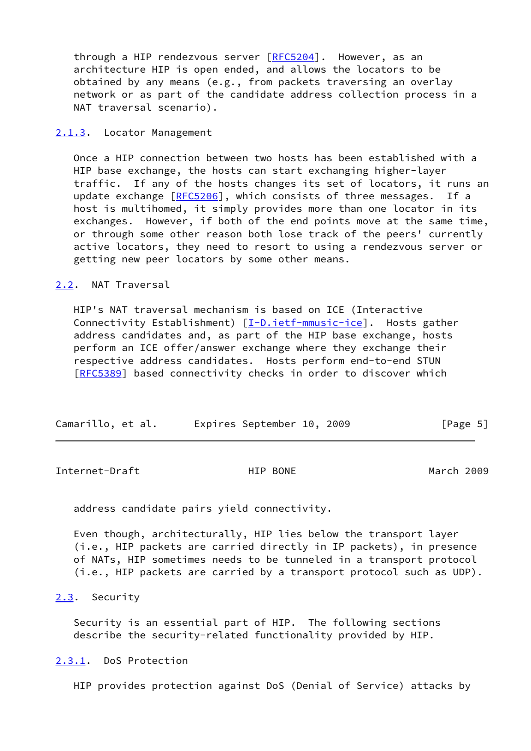through a HIP rendezvous server [RFC5204]. However, as an architecture HIP is open ended, and allows the locators to be obtained by any means (e.g., from packets traversing an overlay network or as part of the candidate address collection process in a NAT traversal scenario).

### 2.1.3. Locator Management

Once a HIP connection between two hosts has been established with a HIP base exchange, the hosts can start exchanging higher-layer traffic. If any of the hosts changes its set of locators, it runs an update exchange [RFC5206], which consists of three messages. If a host is multihomed, it simply provides more than one locator in its exchanges. However, if both of the end points move at the same time, or through some other reason both lose track of the peers' currently active locators, they need to resort to using a rendezvous server or getting new peer locators by some other means.

## 2.2. NAT Traversal

HIP's NAT traversal mechanism is based on ICE (Interactive Connectivity Establishment) [I-D.ietf-mmusic-ice]. Hosts gather address candidates and, as part of the HIP base exchange, hosts perform an ICE offer/answer exchange where they exchange their respective address candidates. Hosts perform end-to-end STUN [RFC5389] based connectivity checks in order to discover which address candidate pairs yield connectivity.

Even though, architecturally, HIP lies below the transport layer (i.e., HIP packets are carried directly in IP packets), in presence of NATs, HIP sometimes needs to be tunneled in a transport protocol (i.e., HIP packets are carried by a transport protocol such as UDP).

## 2.3. Security

Security is an essential part of HIP. The following sections describe the security-related functionality provided by HIP.

### 2.3.1. DoS Protection

HIP provides protection against DoS (Denial of Service) attacks by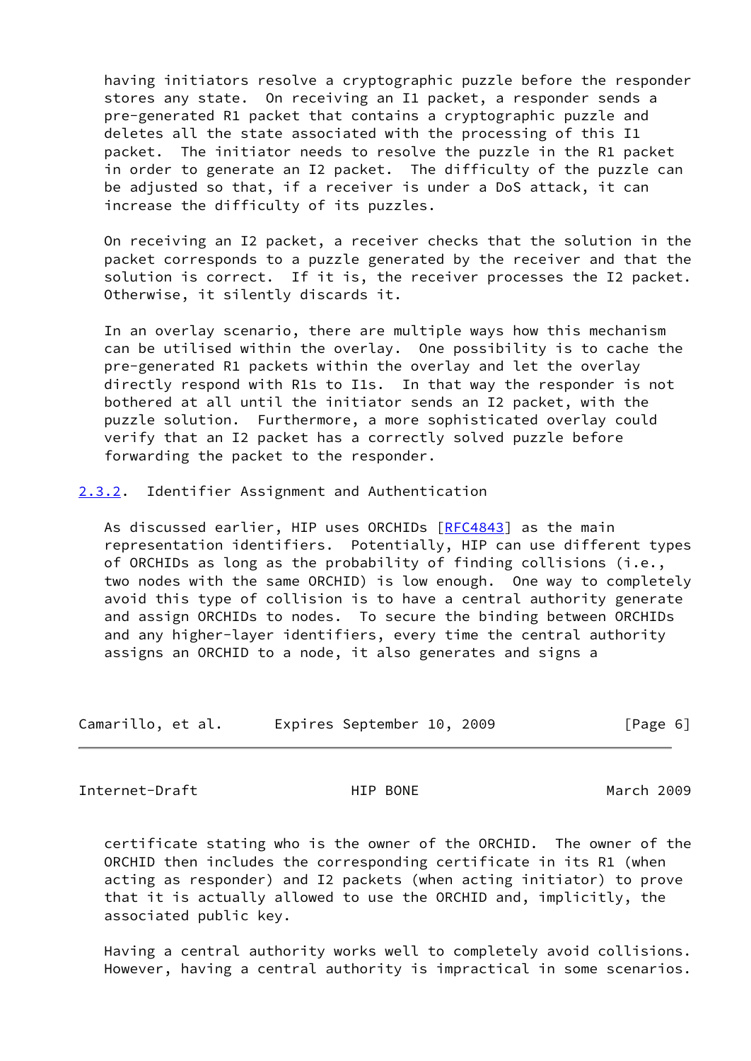having initiators resolve a cryptographic puzzle before the responder stores any state. On receiving an I1 packet, a responder sends a pre-generated R1 packet that contains a cryptographic puzzle and deletes all the state associated with the processing of this I1 packet. The initiator needs to resolve the puzzle in the R1 packet in order to generate an I2 packet. The difficulty of the puzzle can be adjusted so that, if a receiver is under a DoS attack, it can increase the difficulty of its puzzles.

On receiving an I2 packet, a receiver checks that the solution in the packet corresponds to a puzzle generated by the receiver and that the solution is correct. If it is, the receiver processes the I2 packet. Otherwise, it silently discards it.

In an overlay scenario, there are multiple ways how this mechanism can be utilised within the overlay. One possibility is to cache the pre-generated R1 packets within the overlay and let the overlay directly respond with R1s to I1s. In that way the responder is not bothered at all until the initiator sends an I2 packet, with the puzzle solution. Furthermore, a more sophisticated overlay could verify that an I2 packet has a correctly solved puzzle before forwarding the packet to the responder.

### 2.3.2. Identifier Assignment and Authentication

As discussed earlier, HIP uses ORCHIDs [RFC4843] as the main representation identifiers. Potentially, HIP can use different types of ORCHIDs as long as the probability of finding collisions (i.e., two nodes with the same ORCHID) is low enough. One way to completely avoid this type of collision is to have a central authority generate and assign ORCHIDs to nodes. To secure the binding between ORCHIDs and any higher-layer identifiers, every time the central authority assigns an ORCHID to a node, it also generates and signs a certificate stating who is the owner of the ORCHID. The owner of the ORCHID then includes the corresponding certificate in its R1 (when acting as responder) and I2 packets (when acting initiator) to prove that it is actually allowed to use the ORCHID and, implicitly, the associated public key.

Having a central authority works well to completely avoid collisions. However, having a central authority is impractical in some scenarios.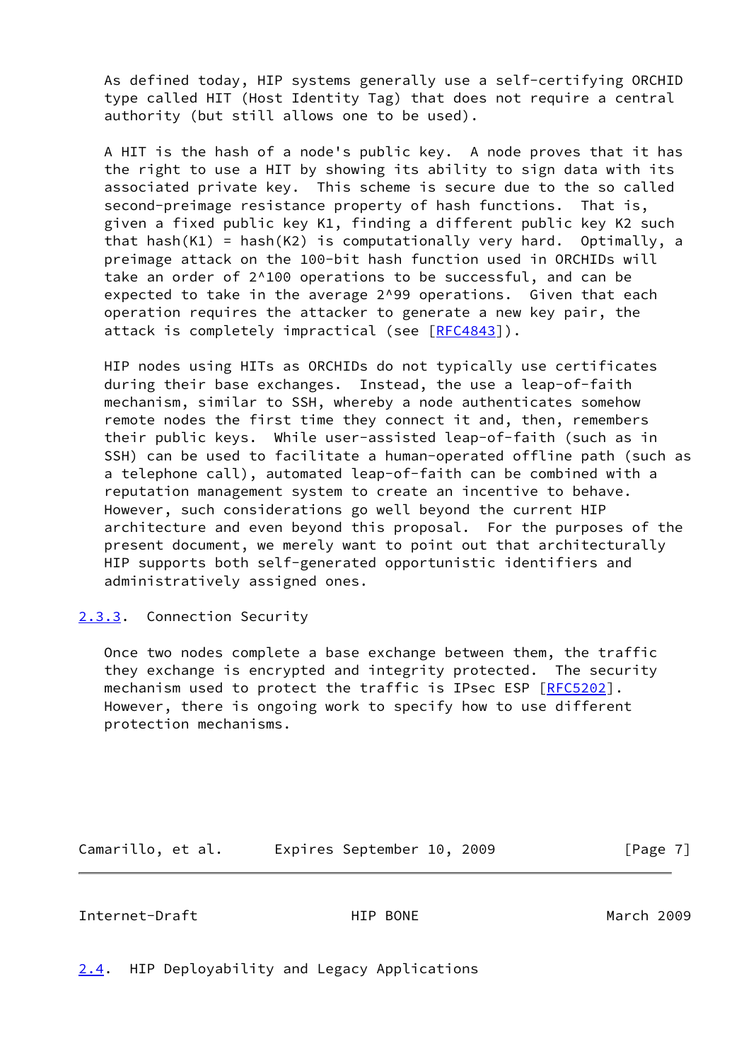As defined today, HIP systems generally use a self-certifying ORCHID type called HIT (Host Identity Tag) that does not require a central authority (but still allows one to be used).

A HIT is the hash of a node's public key. A node proves that it has the right to use a HIT by showing its ability to sign data with its associated private key. This scheme is secure due to the so called second-preimage resistance property of hash functions. That is, given a fixed public key K1, finding a different public key K2 such that hash(K1) = hash(K2) is computationally very hard. Optimally, a preimage attack on the 100-bit hash function used in ORCHIDs will take an order of $2^{100}$ operations to be successful, and can be expected to take in the average $2^{99}$ operations. Given that each operation requires the attacker to generate a new key pair, the attack is completely impractical (see [RFC4843]).

HIP nodes using HITs as ORCHIDs do not typically use certificates during their base exchanges. Instead, the use a leap-of-faith mechanism, similar to SSH, whereby a node authenticates somehow remote nodes the first time they connect it and, then, remembers their public keys. While user-assisted leap-of-faith (such as in SSH) can be used to facilitate a human-operated offline path (such as a telephone call), automated leap-of-faith can be combined with a reputation management system to create an incentive to behave. However, such considerations go well beyond the current HIP architecture and even beyond this proposal. For the purposes of the present document, we merely want to point out that architecturally HIP supports both self-generated opportunistic identifiers and administratively assigned ones.

### 2.3.3. Connection Security

Once two nodes complete a base exchange between them, the traffic they exchange is encrypted and integrity protected. The security mechanism used to protect the traffic is IPsec ESP [RFC5202]. However, there is ongoing work to specify how to use different protection mechanisms.

## 2.4. HIP Deployability and Legacy Applications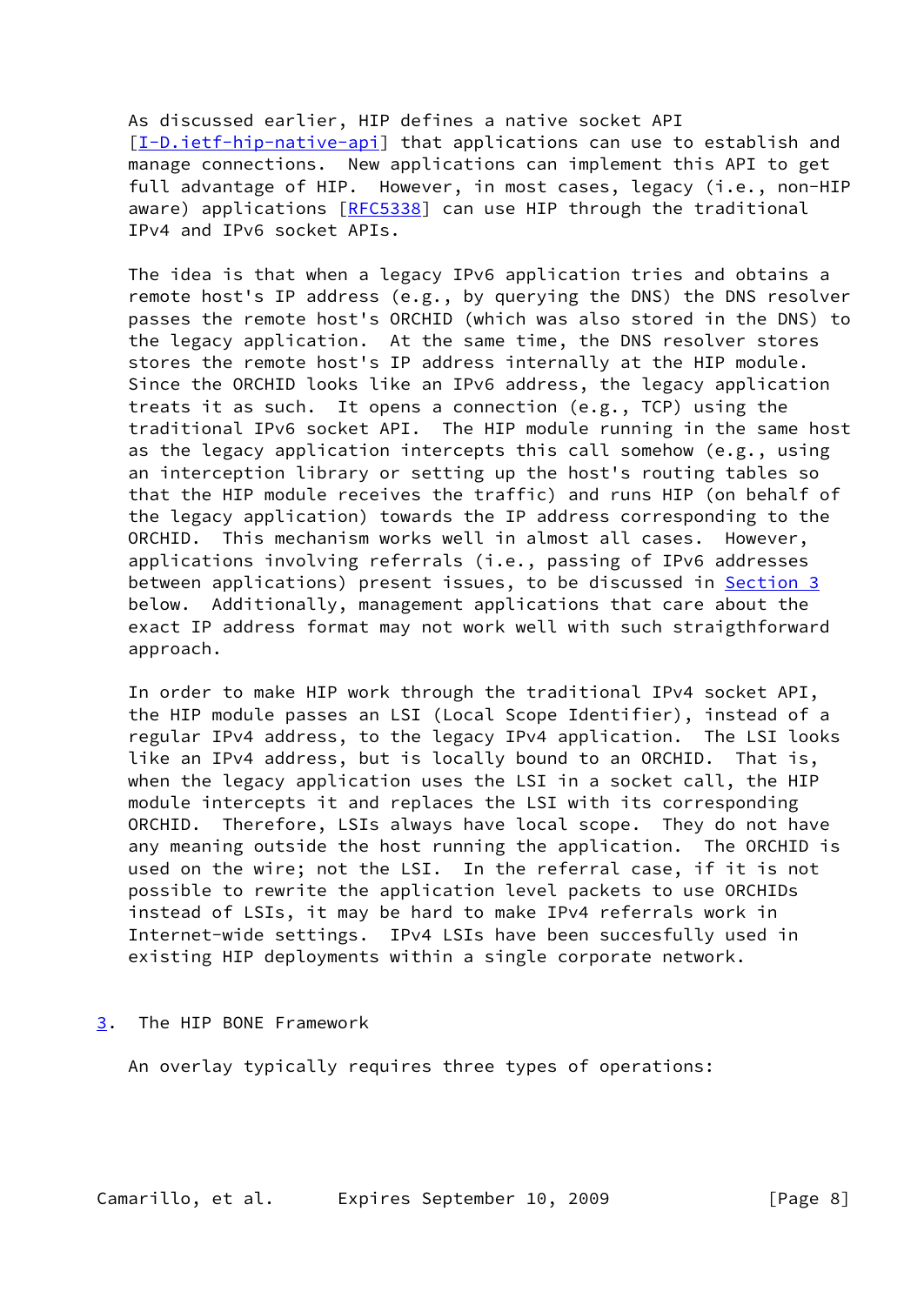As discussed earlier, HIP defines a native socket API [I-D.ietf-hip-native-api] that applications can use to establish and manage connections. New applications can implement this API to get full advantage of HIP. However, in most cases, legacy (i.e., non-HIP aware) applications [RFC5338] can use HIP through the traditional IPv4 and IPv6 socket APIs.

The idea is that when a legacy IPv6 application tries and obtains a remote host's IP address (e.g., by querying the DNS) the DNS resolver passes the remote host's ORCHID (which was also stored in the DNS) to the legacy application. At the same time, the DNS resolver stores stores the remote host's IP address internally at the HIP module. Since the ORCHID looks like an IPv6 address, the legacy application treats it as such. It opens a connection (e.g., TCP) using the traditional IPv6 socket API. The HIP module running in the same host as the legacy application intercepts this call somehow (e.g., using an interception library or setting up the host's routing tables so that the HIP module receives the traffic) and runs HIP (on behalf of the legacy application) towards the IP address corresponding to the ORCHID. This mechanism works well in almost all cases. However, applications involving referrals (i.e., passing of IPv6 addresses between applications) present issues, to be discussed in Section 3 below. Additionally, management applications that care about the exact IP address format may not work well with such straigthforward approach.

In order to make HIP work through the traditional IPv4 socket API, the HIP module passes an LSI (Local Scope Identifier), instead of a regular IPv4 address, to the legacy IPv4 application. The LSI looks like an IPv4 address, but is locally bound to an ORCHID. That is, when the legacy application uses the LSI in a socket call, the HIP module intercepts it and replaces the LSI with its corresponding ORCHID. Therefore, LSIs always have local scope. They do not have any meaning outside the host running the application. The ORCHID is used on the wire; not the LSI. In the referral case, if it is not possible to rewrite the application level packets to use ORCHIDs instead of LSIs, it may be hard to make IPv4 referrals work in Internet-wide settings. IPv4 LSIs have been succesfully used in existing HIP deployments within a single corporate network.

## 3. The HIP BONE Framework

An overlay typically requires three types of operations: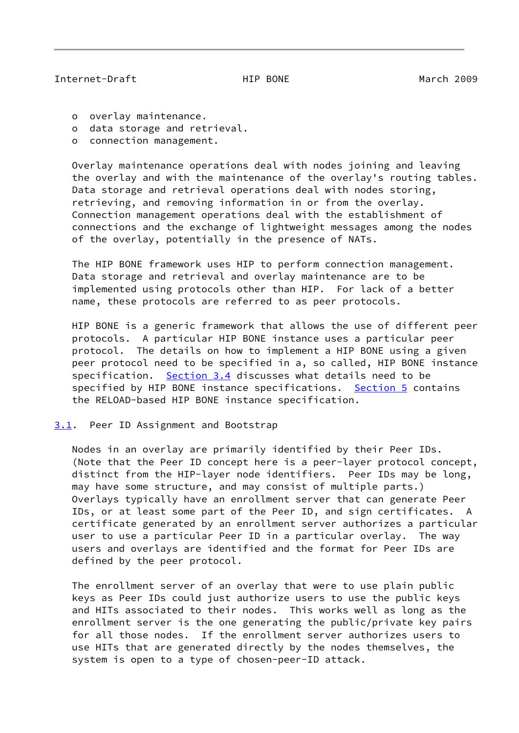- overlay maintenance.
- data storage and retrieval.
- connection management.

Overlay maintenance operations deal with nodes joining and leaving the overlay and with the maintenance of the overlay's routing tables. Data storage and retrieval operations deal with nodes storing, retrieving, and removing information in or from the overlay. Connection management operations deal with the establishment of connections and the exchange of lightweight messages among the nodes of the overlay, potentially in the presence of NATs.

The HIP BONE framework uses HIP to perform connection management. Data storage and retrieval and overlay maintenance are to be implemented using protocols other than HIP. For lack of a better name, these protocols are referred to as peer protocols.

HIP BONE is a generic framework that allows the use of different peer protocols. A particular HIP BONE instance uses a particular peer protocol. The details on how to implement a HIP BONE using a given peer protocol need to be specified in a, so called, HIP BONE instance specification. Section 3.4 discusses what details need to be specified by HIP BONE instance specifications. Section 5 contains the RELOAD-based HIP BONE instance specification.

## 3.1. Peer ID Assignment and Bootstrap

Nodes in an overlay are primarily identified by their Peer IDs. (Note that the Peer ID concept here is a peer-layer protocol concept, distinct from the HIP-layer node identifiers. Peer IDs may be long, may have some structure, and may consist of multiple parts.) Overlays typically have an enrollment server that can generate Peer IDs, or at least some part of the Peer ID, and sign certificates. A certificate generated by an enrollment server authorizes a particular user to use a particular Peer ID in a particular overlay. The way users and overlays are identified and the format for Peer IDs are defined by the peer protocol.

The enrollment server of an overlay that were to use plain public keys as Peer IDs could just authorize users to use the public keys and HITs associated to their nodes. This works well as long as the enrollment server is the one generating the public/private key pairs for all those nodes. If the enrollment server authorizes users to use HITs that are generated directly by the nodes themselves, the system is open to a type of chosen-peer-ID attack.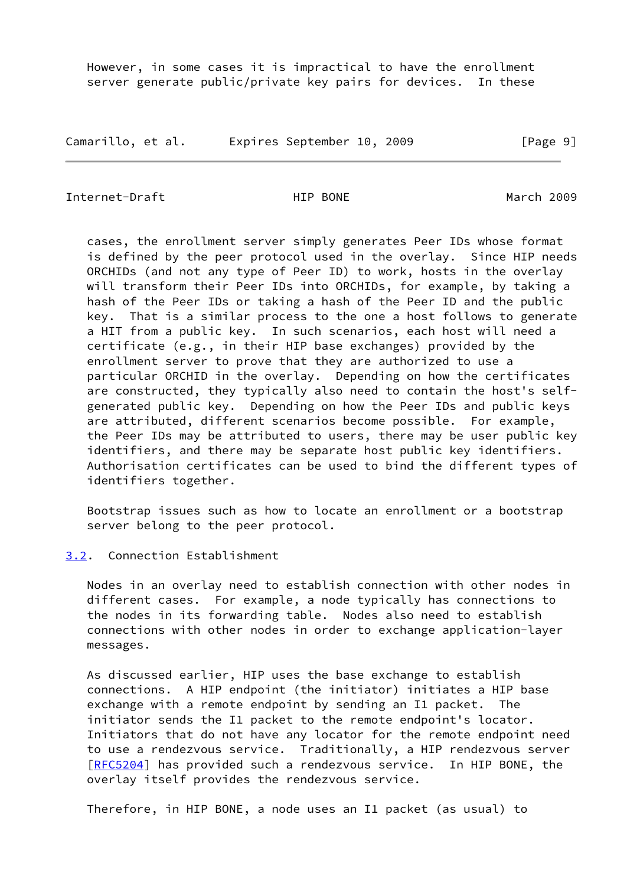However, in some cases it is impractical to have the enrollment server generate public/private key pairs for devices. In these cases, the enrollment server simply generates Peer IDs whose format is defined by the peer protocol used in the overlay. Since HIP needs ORCHIDs (and not any type of Peer ID) to work, hosts in the overlay will transform their Peer IDs into ORCHIDs, for example, by taking a hash of the Peer IDs or taking a hash of the Peer ID and the public key. That is a similar process to the one a host follows to generate a HIT from a public key. In such scenarios, each host will need a certificate (e.g., in their HIP base exchanges) provided by the enrollment server to prove that they are authorized to use a particular ORCHID in the overlay. Depending on how the certificates are constructed, they typically also need to contain the host's self-generated public key. Depending on how the Peer IDs and public keys are attributed, different scenarios become possible. For example, the Peer IDs may be attributed to users, there may be user public key identifiers, and there may be separate host public key identifiers. Authorisation certificates can be used to bind the different types of identifiers together.

Bootstrap issues such as how to locate an enrollment or a bootstrap server belong to the peer protocol.

### 3.2. Connection Establishment

Nodes in an overlay need to establish connection with other nodes in different cases. For example, a node typically has connections to the nodes in its forwarding table. Nodes also need to establish connections with other nodes in order to exchange application-layer messages.

As discussed earlier, HIP uses the base exchange to establish connections. A HIP endpoint (the initiator) initiates a HIP base exchange with a remote endpoint by sending an I1 packet. The initiator sends the I1 packet to the remote endpoint's locator. Initiators that do not have any locator for the remote endpoint need to use a rendezvous service. Traditionally, a HIP rendezvous server [RFC5204] has provided such a rendezvous service. In HIP BONE, the overlay itself provides the rendezvous service.

Therefore, in HIP BONE, a node uses an I1 packet (as usual) to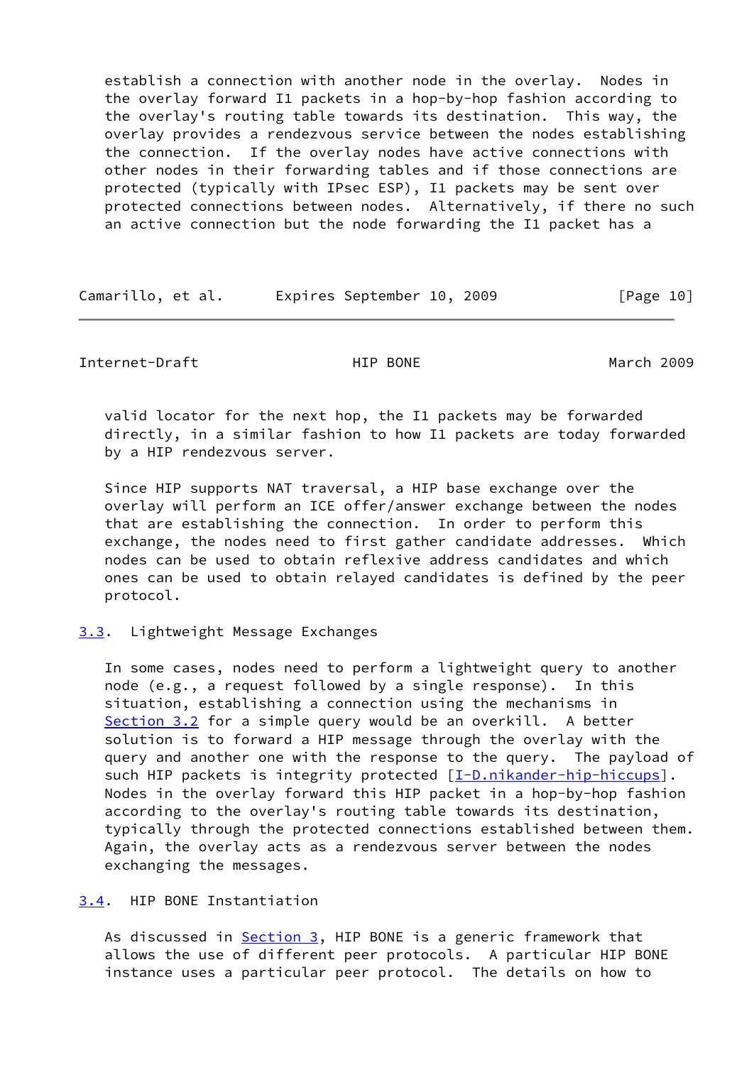establish a connection with another node in the overlay. Nodes in the overlay forward I1 packets in a hop-by-hop fashion according to the overlay's routing table towards its destination. This way, the overlay provides a rendezvous service between the nodes establishing the connection. If the overlay nodes have active connections with other nodes in their forwarding tables and if those connections are protected (typically with IPsec ESP), I1 packets may be sent over protected connections between nodes. Alternatively, if there no such an active connection but the node forwarding the I1 packet has a valid locator for the next hop, the I1 packets may be forwarded directly, in a similar fashion to how I1 packets are today forwarded by a HIP rendezvous server.

Since HIP supports NAT traversal, a HIP base exchange over the overlay will perform an ICE offer/answer exchange between the nodes that are establishing the connection. In order to perform this exchange, the nodes need to first gather candidate addresses. Which nodes can be used to obtain reflexive address candidates and which ones can be used to obtain relayed candidates is defined by the peer protocol.

### 3.3. Lightweight Message Exchanges

In some cases, nodes need to perform a lightweight query to another node (e.g., a request followed by a single response). In this situation, establishing a connection using the mechanisms in Section 3.2 for a simple query would be an overkill. A better solution is to forward a HIP message through the overlay with the query and another one with the response to the query. The payload of such HIP packets is integrity protected [I-D.nikander-hip-hiccups]. Nodes in the overlay forward this HIP packet in a hop-by-hop fashion according to the overlay's routing table towards its destination, typically through the protected connections established between them. Again, the overlay acts as a rendezvous server between the nodes exchanging the messages.

### 3.4. HIP BONE Instantiation

As discussed in Section 3, HIP BONE is a generic framework that allows the use of different peer protocols. A particular HIP BONE instance uses a particular peer protocol. The details on how to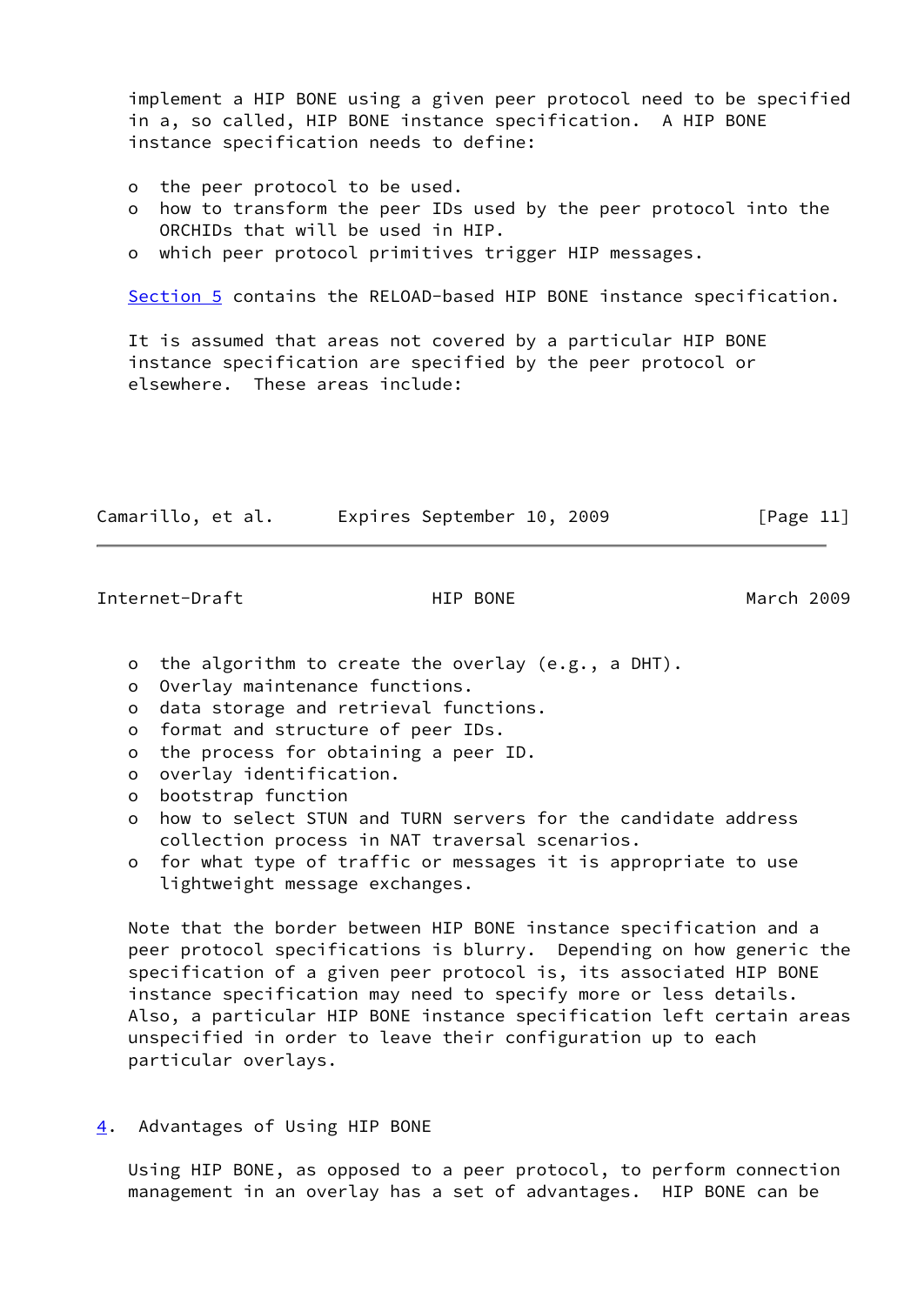implement a HIP BONE using a given peer protocol need to be specified in a, so called, HIP BONE instance specification. A HIP BONE instance specification needs to define:

- the peer protocol to be used.
- how to transform the peer IDs used by the peer protocol into the ORCHIDs that will be used in HIP.
- which peer protocol primitives trigger HIP messages.

Section 5 contains the RELOAD-based HIP BONE instance specification.

It is assumed that areas not covered by a particular HIP BONE instance specification are specified by the peer protocol or elsewhere. These areas include:

- the algorithm to create the overlay (e.g., a DHT).
- Overlay maintenance functions.
- data storage and retrieval functions.
- format and structure of peer IDs.
- the process for obtaining a peer ID.
- overlay identification.
- bootstrap function
- how to select STUN and TURN servers for the candidate address collection process in NAT traversal scenarios.
- for what type of traffic or messages it is appropriate to use lightweight message exchanges.

Note that the border between HIP BONE instance specification and a peer protocol specifications is blurry. Depending on how generic the specification of a given peer protocol is, its associated HIP BONE instance specification may need to specify more or less details. Also, a particular HIP BONE instance specification left certain areas unspecified in order to leave their configuration up to each particular overlays.

## 4. Advantages of Using HIP BONE

Using HIP BONE, as opposed to a peer protocol, to perform connection management in an overlay has a set of advantages. HIP BONE can be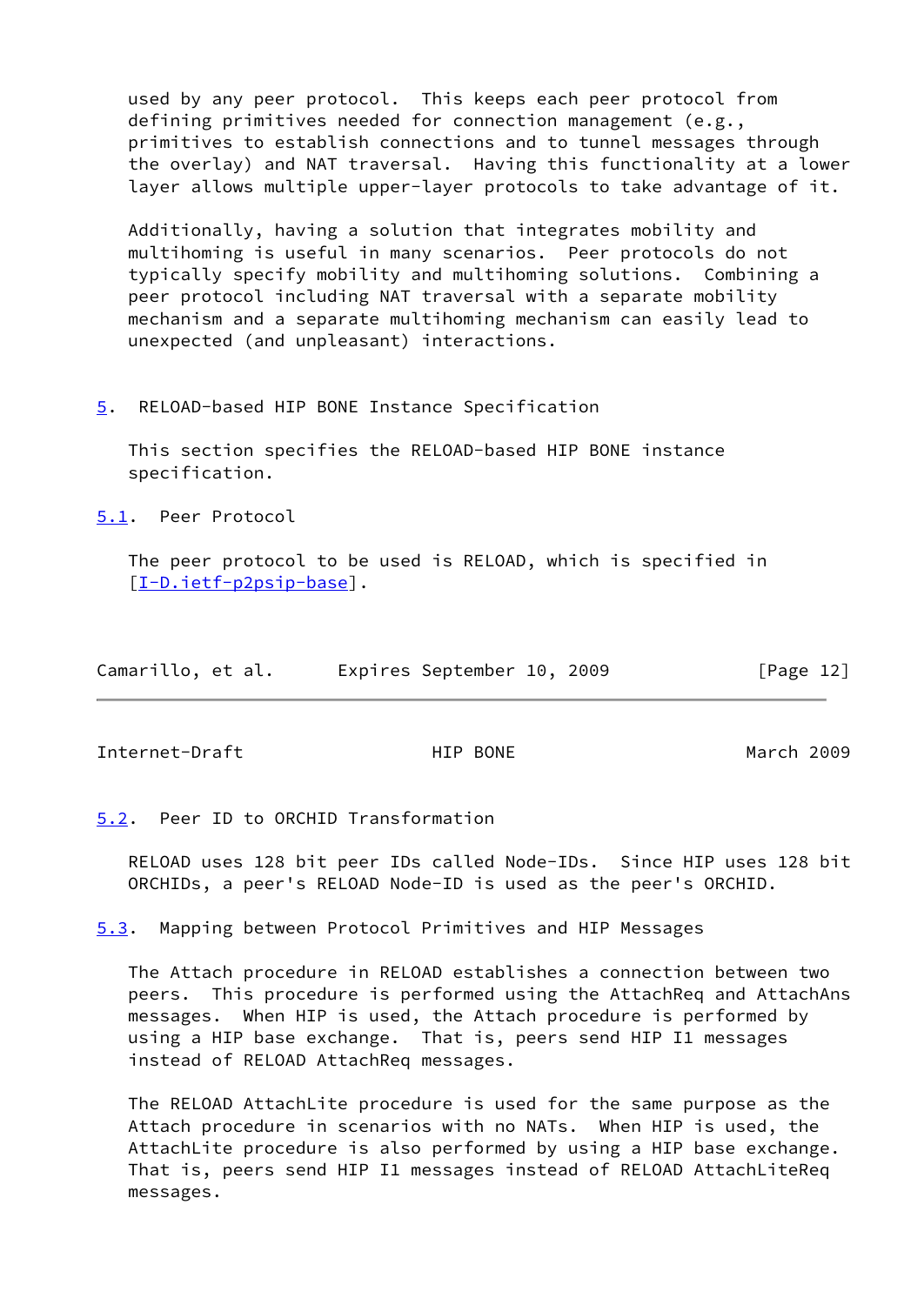used by any peer protocol. This keeps each peer protocol from defining primitives needed for connection management (e.g., primitives to establish connections and to tunnel messages through the overlay) and NAT traversal. Having this functionality at a lower layer allows multiple upper-layer protocols to take advantage of it.

Additionally, having a solution that integrates mobility and multihoming is useful in many scenarios. Peer protocols do not typically specify mobility and multihoming solutions. Combining a peer protocol including NAT traversal with a separate mobility mechanism and a separate multihoming mechanism can easily lead to unexpected (and unpleasant) interactions.

## 5. RELOAD-based HIP BONE Instance Specification

This section specifies the RELOAD-based HIP BONE instance specification.

### 5.1. Peer Protocol

The peer protocol to be used is RELOAD, which is specified in [I-D.ietf-p2psip-base].

### 5.2. Peer ID to ORCHID Transformation

RELOAD uses 128 bit peer IDs called Node-IDs. Since HIP uses 128 bit ORCHIDs, a peer's RELOAD Node-ID is used as the peer's ORCHID.

### 5.3. Mapping between Protocol Primitives and HIP Messages

The Attach procedure in RELOAD establishes a connection between two peers. This procedure is performed using the AttachReq and AttachAns messages. When HIP is used, the Attach procedure is performed by using a HIP base exchange. That is, peers send HIP I1 messages instead of RELOAD AttachReq messages.

The RELOAD AttachLite procedure is used for the same purpose as the Attach procedure in scenarios with no NATs. When HIP is used, the AttachLite procedure is also performed by using a HIP base exchange. That is, peers send HIP I1 messages instead of RELOAD AttachLiteReq messages.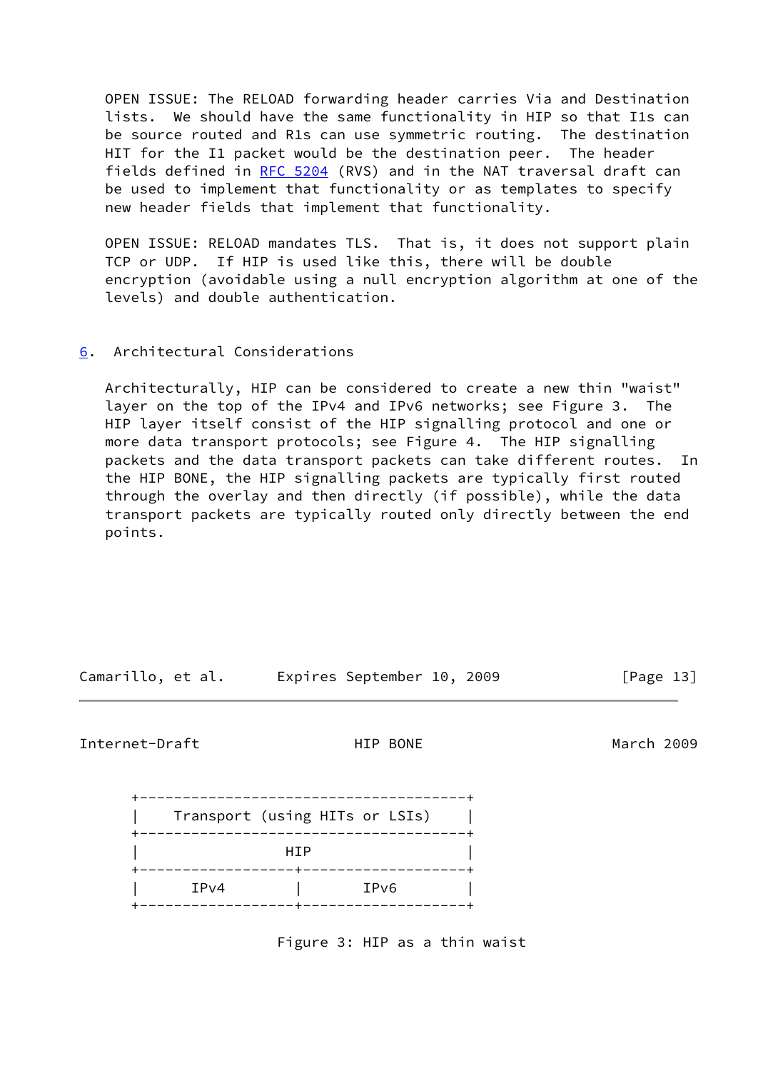OPEN ISSUE: The RELOAD forwarding header carries Via and Destination lists. We should have the same functionality in HIP so that I1s can be source routed and R1s can use symmetric routing. The destination HIT for the I1 packet would be the destination peer. The header fields defined in RFC 5204 (RVS) and in the NAT traversal draft can be used to implement that functionality or as templates to specify new header fields that implement that functionality.

OPEN ISSUE: RELOAD mandates TLS. That is, it does not support plain TCP or UDP. If HIP is used like this, there will be double encryption (avoidable using a null encryption algorithm at one of the levels) and double authentication.

## 6. Architectural Considerations

Architecturally, HIP can be considered to create a new thin "waist" layer on the top of the IPv4 and IPv6 networks; see Figure 3. The HIP layer itself consist of the HIP signalling protocol and one or more data transport protocols; see Figure 4. The HIP signalling packets and the data transport packets can take different routes. In the HIP BONE, the HIP signalling packets are typically first routed through the overlay and then directly (if possible), while the data transport packets are typically routed only directly between the end points.

```
+--------------------------------------+
|    Transport (using HITs or LSIs)    |
+--------------------------------------+
|                 HIP                  |
+------------------+-------------------+
|      IPv4        |       IPv6        |
+------------------+-------------------+
```

Figure 3: HIP as a thin waist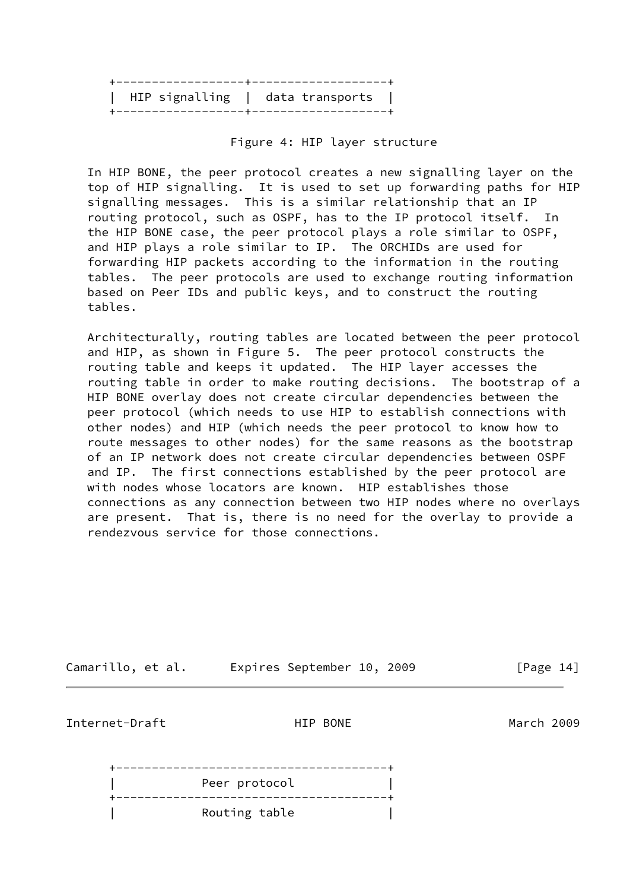```
+------------------+-------------------+
|  HIP signalling  |  data transports  |
+------------------+-------------------+
```

Figure 4: HIP layer structure

In HIP BONE, the peer protocol creates a new signalling layer on the top of HIP signalling. It is used to set up forwarding paths for HIP signalling messages. This is a similar relationship that an IP routing protocol, such as OSPF, has to the IP protocol itself. In the HIP BONE case, the peer protocol plays a role similar to OSPF, and HIP plays a role similar to IP. The ORCHIDs are used for forwarding HIP packets according to the information in the routing tables. The peer protocols are used to exchange routing information based on Peer IDs and public keys, and to construct the routing tables.

Architecturally, routing tables are located between the peer protocol and HIP, as shown in Figure 5. The peer protocol constructs the routing table and keeps it updated. The HIP layer accesses the routing table in order to make routing decisions. The bootstrap of a HIP BONE overlay does not create circular dependencies between the peer protocol (which needs to use HIP to establish connections with other nodes) and HIP (which needs the peer protocol to know how to route messages to other nodes) for the same reasons as the bootstrap of an IP network does not create circular dependencies between OSPF and IP. The first connections established by the peer protocol are with nodes whose locators are known. HIP establishes those connections as any connection between two HIP nodes where no overlays are present. That is, there is no need for the overlay to provide a rendezvous service for those connections.

```
+--------------------------------------+
|            Peer protocol             |
+--------------------------------------+
|            Routing table             |
```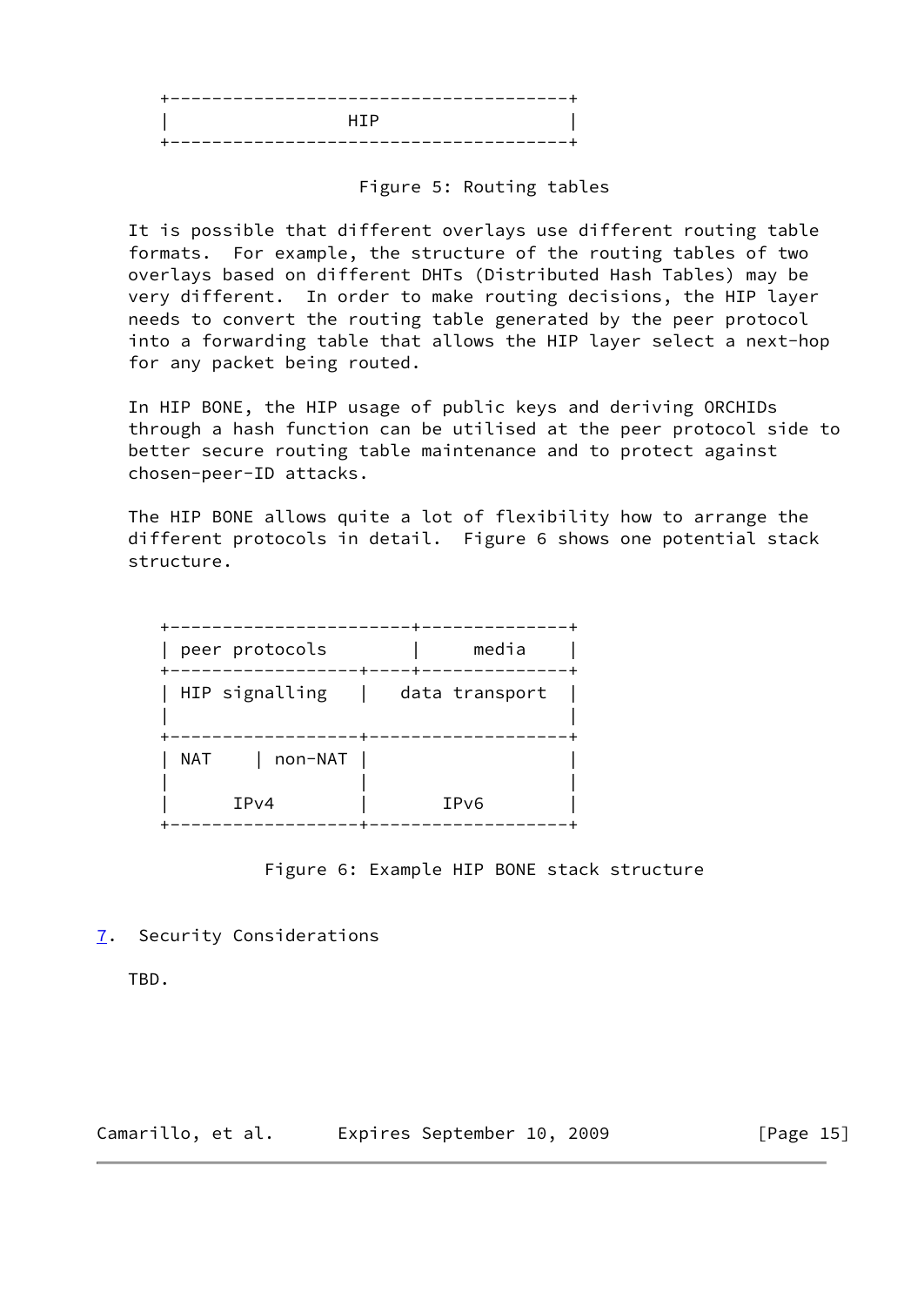```
+--------------------------------------+
|                 HIP                  |
+--------------------------------------+
```

Figure 5: Routing tables

It is possible that different overlays use different routing table formats. For example, the structure of the routing tables of two overlays based on different DHTs (Distributed Hash Tables) may be very different. In order to make routing decisions, the HIP layer needs to convert the routing table generated by the peer protocol into a forwarding table that allows the HIP layer select a next-hop for any packet being routed.

In HIP BONE, the HIP usage of public keys and deriving ORCHIDs through a hash function can be utilised at the peer protocol side to better secure routing table maintenance and to protect against chosen-peer-ID attacks.

The HIP BONE allows quite a lot of flexibility how to arrange the different protocols in detail. Figure 6 shows one potential stack structure.

```
+-----------------------+--------------+
| peer protocols        |     media    |
+------------------+----+--------------+
| HIP signalling   |   data transport  |
|                                      |
+------------------+-------------------+
| NAT    | non-NAT |                   |
|                  |                   |
|      IPv4        |       IPv6        |
+------------------+-------------------+
```

Figure 6: Example HIP BONE stack structure

## 7. Security Considerations

TBD.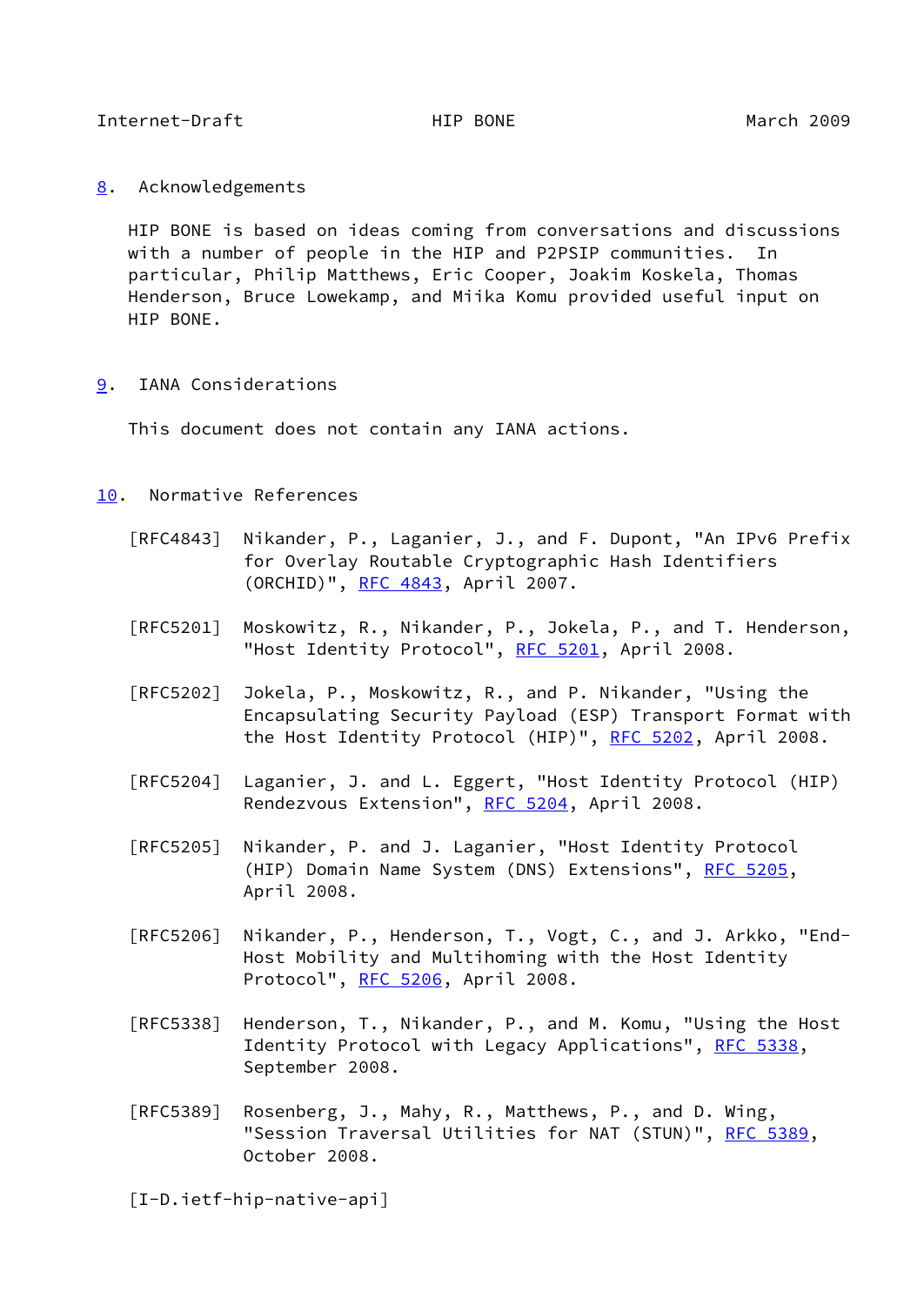## 8. Acknowledgements

HIP BONE is based on ideas coming from conversations and discussions with a number of people in the HIP and P2PSIP communities. In particular, Philip Matthews, Eric Cooper, Joakim Koskela, Thomas Henderson, Bruce Lowekamp, and Miika Komu provided useful input on HIP BONE.

## 9. IANA Considerations

This document does not contain any IANA actions.

## 10. Normative References

[RFC4843] Nikander, P., Laganier, J., and F. Dupont, "An IPv6 Prefix for Overlay Routable Cryptographic Hash Identifiers (ORCHID)", RFC 4843, April 2007.

[RFC5201] Moskowitz, R., Nikander, P., Jokela, P., and T. Henderson, "Host Identity Protocol", RFC 5201, April 2008.

[RFC5202] Jokela, P., Moskowitz, R., and P. Nikander, "Using the Encapsulating Security Payload (ESP) Transport Format with the Host Identity Protocol (HIP)", RFC 5202, April 2008.

[RFC5204] Laganier, J. and L. Eggert, "Host Identity Protocol (HIP) Rendezvous Extension", RFC 5204, April 2008.

[RFC5205] Nikander, P. and J. Laganier, "Host Identity Protocol (HIP) Domain Name System (DNS) Extensions", RFC 5205, April 2008.

[RFC5206] Nikander, P., Henderson, T., Vogt, C., and J. Arkko, "End-Host Mobility and Multihoming with the Host Identity Protocol", RFC 5206, April 2008.

[RFC5338] Henderson, T., Nikander, P., and M. Komu, "Using the Host Identity Protocol with Legacy Applications", RFC 5338, September 2008.

[RFC5389] Rosenberg, J., Mahy, R., Matthews, P., and D. Wing, "Session Traversal Utilities for NAT (STUN)", RFC 5389, October 2008.

[I-D.ietf-hip-native-api]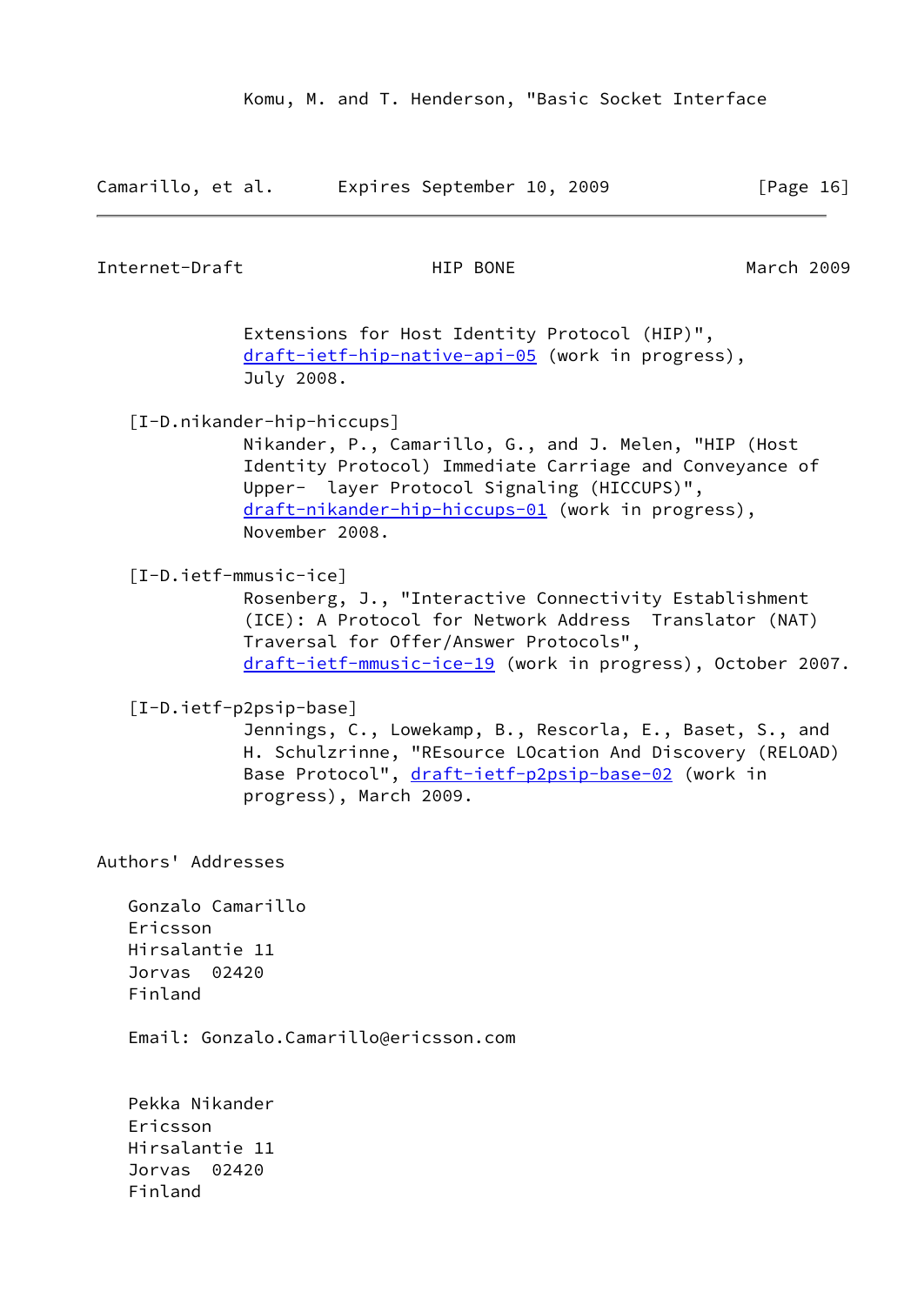Komu, M. and T. Henderson, "Basic Socket Interface Extensions for Host Identity Protocol (HIP)", draft-ietf-hip-native-api-05 (work in progress), July 2008.

[I-D.nikander-hip-hiccups]
Nikander, P., Camarillo, G., and J. Melen, "HIP (Host Identity Protocol) Immediate Carriage and Conveyance of Upper- layer Protocol Signaling (HICCUPS)", draft-nikander-hip-hiccups-01 (work in progress), November 2008.

[I-D.ietf-mmusic-ice]
Rosenberg, J., "Interactive Connectivity Establishment (ICE): A Protocol for Network Address Translator (NAT) Traversal for Offer/Answer Protocols", draft-ietf-mmusic-ice-19 (work in progress), October 2007.

[I-D.ietf-p2psip-base]
Jennings, C., Lowekamp, B., Rescorla, E., Baset, S., and H. Schulzrinne, "REsource LOcation And Discovery (RELOAD) Base Protocol", draft-ietf-p2psip-base-02 (work in progress), March 2009.

## Authors' Addresses

Gonzalo Camarillo
Ericsson
Hirsalantie 11
Jorvas 02420
Finland

Email: Gonzalo.Camarillo@ericsson.com

Pekka Nikander
Ericsson
Hirsalantie 11
Jorvas 02420
Finland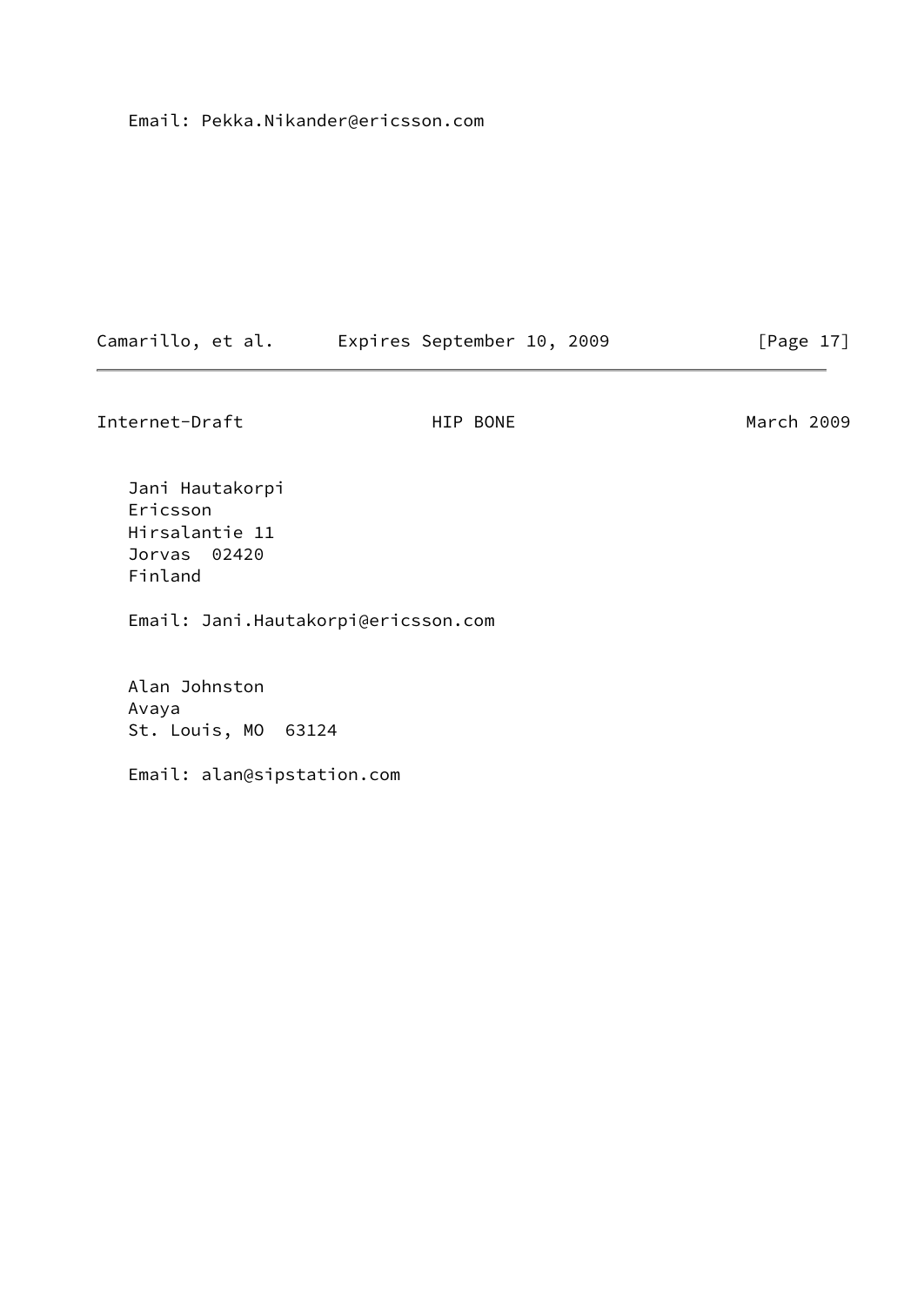Email: Pekka.Nikander@ericsson.com

Jani Hautakorpi
Ericsson
Hirsalantie 11
Jorvas  02420
Finland

Email: Jani.Hautakorpi@ericsson.com

Alan Johnston
Avaya
St. Louis, MO  63124

Email: alan@sipstation.com